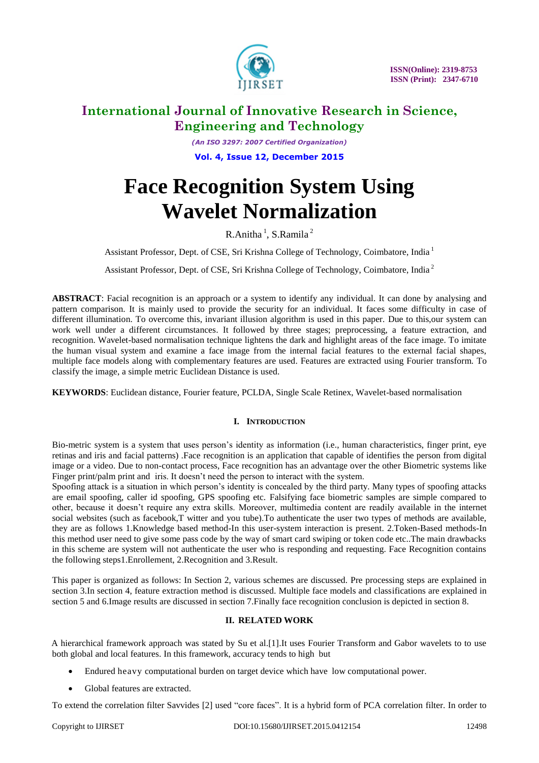# Face Recognition System Using Wavelet Normalization

R.Anitha [1], S.Ramila [2]

Assistant Professor, Dept. of CSE, Sri Krishna College of Technology, Coimbatore, India [1]

Assistant Professor, Dept. of CSE, Sri Krishna College of Technology, Coimbatore, India [2]

**ABSTRACT**: Facial recognition is an approach or a system to identify any individual. It can done by analysing and pattern comparison. It is mainly used to provide the security for an individual. It faces some difficulty in case of different illumination. To overcome this, invariant illusion algorithm is used in this paper. Due to this,our system can work well under a different circumstances. It followed by three stages; preprocessing, a feature extraction, and recognition. Wavelet-based normalisation technique lightens the dark and highlight areas of the face image. To imitate the human visual system and examine a face image from the internal facial features to the external facial shapes, multiple face models along with complementary features are used. Features are extracted using Fourier transform. To classify the image, a simple metric Euclidean Distance is used.

**KEYWORDS**: Euclidean distance, Fourier feature, PCLDA, Single Scale Retinex, Wavelet-based normalisation

## I. Introduction

Bio-metric system is a system that uses person's identity as information (i.e., human characteristics, finger print, eye retinas and iris and facial patterns) .Face recognition is an application that capable of identifies the person from digital image or a video. Due to non-contact process, Face recognition has an advantage over the other Biometric systems like Finger print/palm print and iris. It doesn't need the person to interact with the system.
Spoofing attack is a situation in which person's identity is concealed by the third party. Many types of spoofing attacks are email spoofing, caller id spoofing, GPS spoofing etc. Falsifying face biometric samples are simple compared to other, because it doesn't require any extra skills. Moreover, multimedia content are readily available in the internet social websites (such as facebook,T witter and you tube).To authenticate the user two types of methods are available, they are as follows 1.Knowledge based method-In this user-system interaction is present. 2.Token-Based methods-In this method user need to give some pass code by the way of smart card swiping or token code etc..The main drawbacks in this scheme are system will not authenticate the user who is responding and requesting. Face Recognition contains the following steps1.Enrollement, 2.Recognition and 3.Result.

This paper is organized as follows: In Section 2, various schemes are discussed. Pre processing steps are explained in section 3.In section 4, feature extraction method is discussed. Multiple face models and classifications are explained in section 5 and 6.Image results are discussed in section 7.Finally face recognition conclusion is depicted in section 8.

## II. RELATED WORK

A hierarchical framework approach was stated by Su et al.[1].It uses Fourier Transform and Gabor wavelets to to use both global and local features. In this framework, accuracy tends to high but

- Endured heavy computational burden on target device which have low computational power.
- Global features are extracted.

To extend the correlation filter Savvides [2] used "core faces". It is a hybrid form of PCA correlation filter. In order to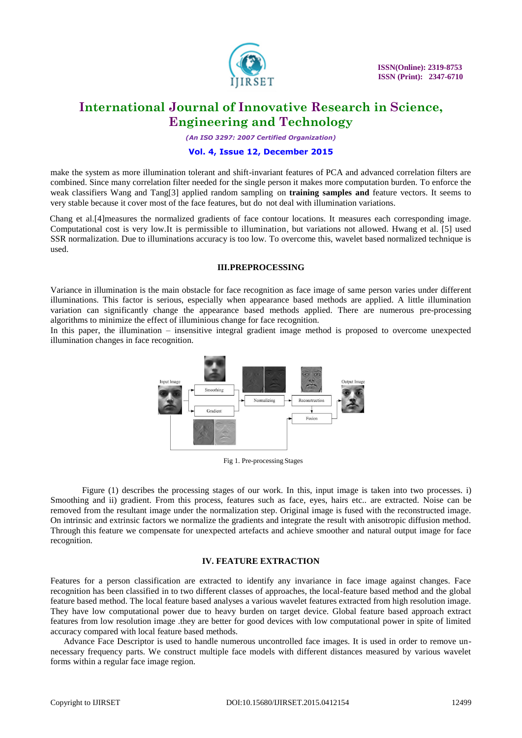make the system as more illumination tolerant and shift-invariant features of PCA and advanced correlation filters are combined. Since many correlation filter needed for the single person it makes more computation burden. To enforce the weak classifiers Wang and Tang[3] applied random sampling on **training samples and** feature vectors. It seems to very stable because it cover most of the face features, but do not deal with illumination variations.

Chang et al.[4]measures the normalized gradients of face contour locations. It measures each corresponding image. Computational cost is very low.It is permissible to illumination, but variations not allowed. Hwang et al. [5] used SSR normalization. Due to illuminations accuracy is too low. To overcome this, wavelet based normalized technique is used.

## III.PREPROCESSING

Variance in illumination is the main obstacle for face recognition as face image of same person varies under different illuminations. This factor is serious, especially when appearance based methods are applied. A little illumination variation can significantly change the appearance based methods applied. There are numerous pre-processing algorithms to minimize the effect of illuminious change for face recognition.

In this paper, the illumination – insensitive integral gradient image method is proposed to overcome unexpected illumination changes in face recognition.

Fig 1. Pre-processing Stages

Figure (1) describes the processing stages of our work. In this, input image is taken into two processes. i) Smoothing and ii) gradient. From this process, features such as face, eyes, hairs etc.. are extracted. Noise can be removed from the resultant image under the normalization step. Original image is fused with the reconstructed image. On intrinsic and extrinsic factors we normalize the gradients and integrate the result with anisotropic diffusion method. Through this feature we compensate for unexpected artefacts and achieve smoother and natural output image for face recognition.

## IV. FEATURE EXTRACTION

Features for a person classification are extracted to identify any invariance in face image against changes. Face recognition has been classified in to two different classes of approaches, the local-feature based method and the global feature based method. The local feature based analyses a various wavelet features extracted from high resolution image. They have low computational power due to heavy burden on target device. Global feature based approach extract features from low resolution image .they are better for good devices with low computational power in spite of limited accuracy compared with local feature based methods.

Advance Face Descriptor is used to handle numerous uncontrolled face images. It is used in order to remove un-necessary frequency parts. We construct multiple face models with different distances measured by various wavelet forms within a regular face image region.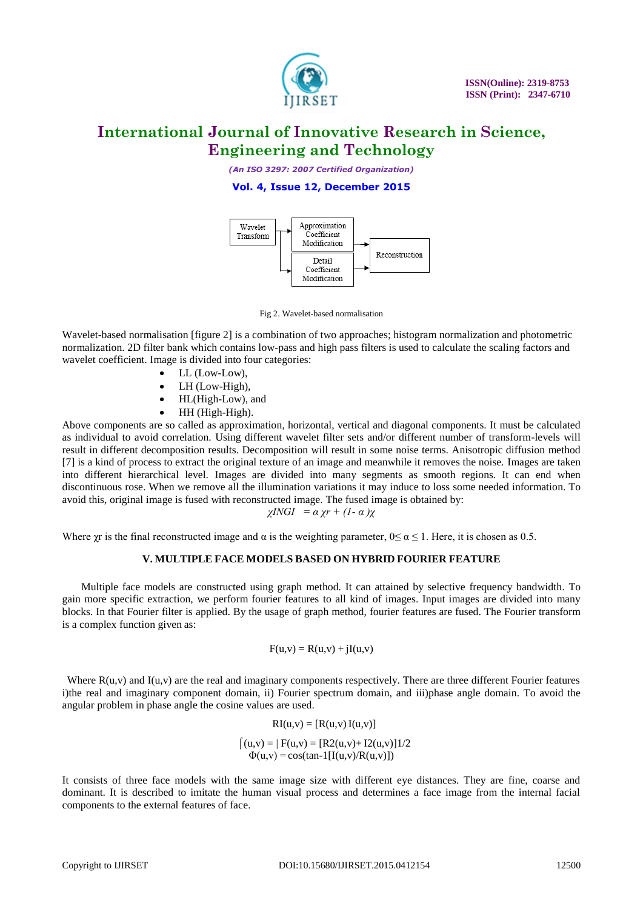Wavelet Transform → Approximation Coefficient Modification / Detail Coefficient Modification → Reconstruction

Fig 2. Wavelet-based normalisation

Wavelet-based normalisation [figure 2] is a combination of two approaches; histogram normalization and photometric normalization. 2D filter bank which contains low-pass and high pass filters is used to calculate the scaling factors and wavelet coefficient. Image is divided into four categories:

- LL (Low-Low),
- LH (Low-High),
- HL(High-Low), and
- HH (High-High).

Above components are so called as approximation, horizontal, vertical and diagonal components. It must be calculated as individual to avoid correlation. Using different wavelet filter sets and/or different number of transform-levels will result in different decomposition results. Decomposition will result in some noise terms. Anisotropic diffusion method [7] is a kind of process to extract the original texture of an image and meanwhile it removes the noise. Images are taken into different hierarchical level. Images are divided into many segments as smooth regions. It can end when discontinuous rose. When we remove all the illumination variations it may induce to loss some needed information. To avoid this, original image is fused with reconstructed image. The fused image is obtained by:

$$\chi INGI \;\; = \alpha \, \chi r + (1- \alpha )\chi$$

Where $\chi r$ is the final reconstructed image and α is the weighting parameter, $0 \leq \alpha \leq 1$. Here, it is chosen as 0.5.

## V. MULTIPLE FACE MODELS BASED ON HYBRID FOURIER FEATURE

Multiple face models are constructed using graph method. It can attained by selective frequency bandwidth. To gain more specific extraction, we perform fourier features to all kind of images. Input images are divided into many blocks. In that Fourier filter is applied. By the usage of graph method, fourier features are fused. The Fourier transform is a complex function given as:

$$F(u,v) = R(u,v) + jI(u,v)$$

Where R(u,v) and I(u,v) are the real and imaginary components respectively. There are three different Fourier features i)the real and imaginary component domain, ii) Fourier spectrum domain, and iii)phase angle domain. To avoid the angular problem in phase angle the cosine values are used.

$$RI(u,v) = [R(u,v)\; I(u,v)]$$

$$\lceil(u,v) = |\, F(u,v) = [R2(u,v)+ I2(u,v)]1/2$$

$$\Phi(u,v) = \cos(\tan\text{-}1[I(u,v)/R(u,v)])$$

It consists of three face models with the same image size with different eye distances. They are fine, coarse and dominant. It is described to imitate the human visual process and determines a face image from the internal facial components to the external features of face.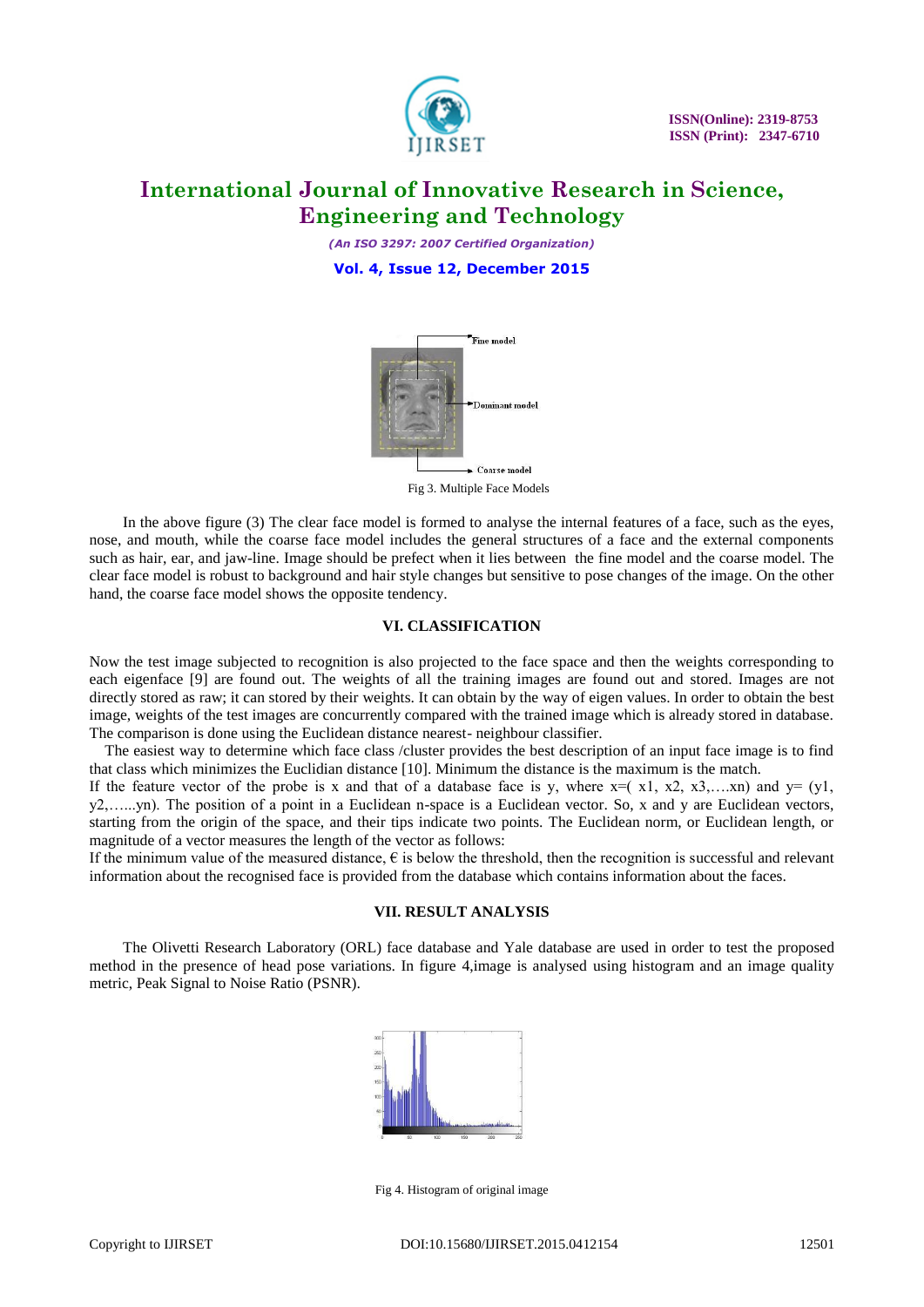Fig 3. Multiple Face Models

In the above figure (3) The clear face model is formed to analyse the internal features of a face, such as the eyes, nose, and mouth, while the coarse face model includes the general structures of a face and the external components such as hair, ear, and jaw-line. Image should be prefect when it lies between the fine model and the coarse model. The clear face model is robust to background and hair style changes but sensitive to pose changes of the image. On the other hand, the coarse face model shows the opposite tendency.

### VI. CLASSIFICATION

Now the test image subjected to recognition is also projected to the face space and then the weights corresponding to each eigenface [9] are found out. The weights of all the training images are found out and stored. Images are not directly stored as raw; it can stored by their weights. It can obtain by the way of eigen values. In order to obtain the best image, weights of the test images are concurrently compared with the trained image which is already stored in database. The comparison is done using the Euclidean distance nearest- neighbour classifier.

The easiest way to determine which face class /cluster provides the best description of an input face image is to find that class which minimizes the Euclidian distance [10]. Minimum the distance is the maximum is the match.

If the feature vector of the probe is x and that of a database face is y, where x=( x1, x2, x3,….xn) and y= (y1, y2,…...yn). The position of a point in a Euclidean n-space is a Euclidean vector. So, x and y are Euclidean vectors, starting from the origin of the space, and their tips indicate two points. The Euclidean norm, or Euclidean length, or magnitude of a vector measures the length of the vector as follows:

If the minimum value of the measured distance, $\epsilon$ is below the threshold, then the recognition is successful and relevant information about the recognised face is provided from the database which contains information about the faces.

### VII. RESULT ANALYSIS

The Olivetti Research Laboratory (ORL) face database and Yale database are used in order to test the proposed method in the presence of head pose variations. In figure 4,image is analysed using histogram and an image quality metric, Peak Signal to Noise Ratio (PSNR).

Fig 4. Histogram of original image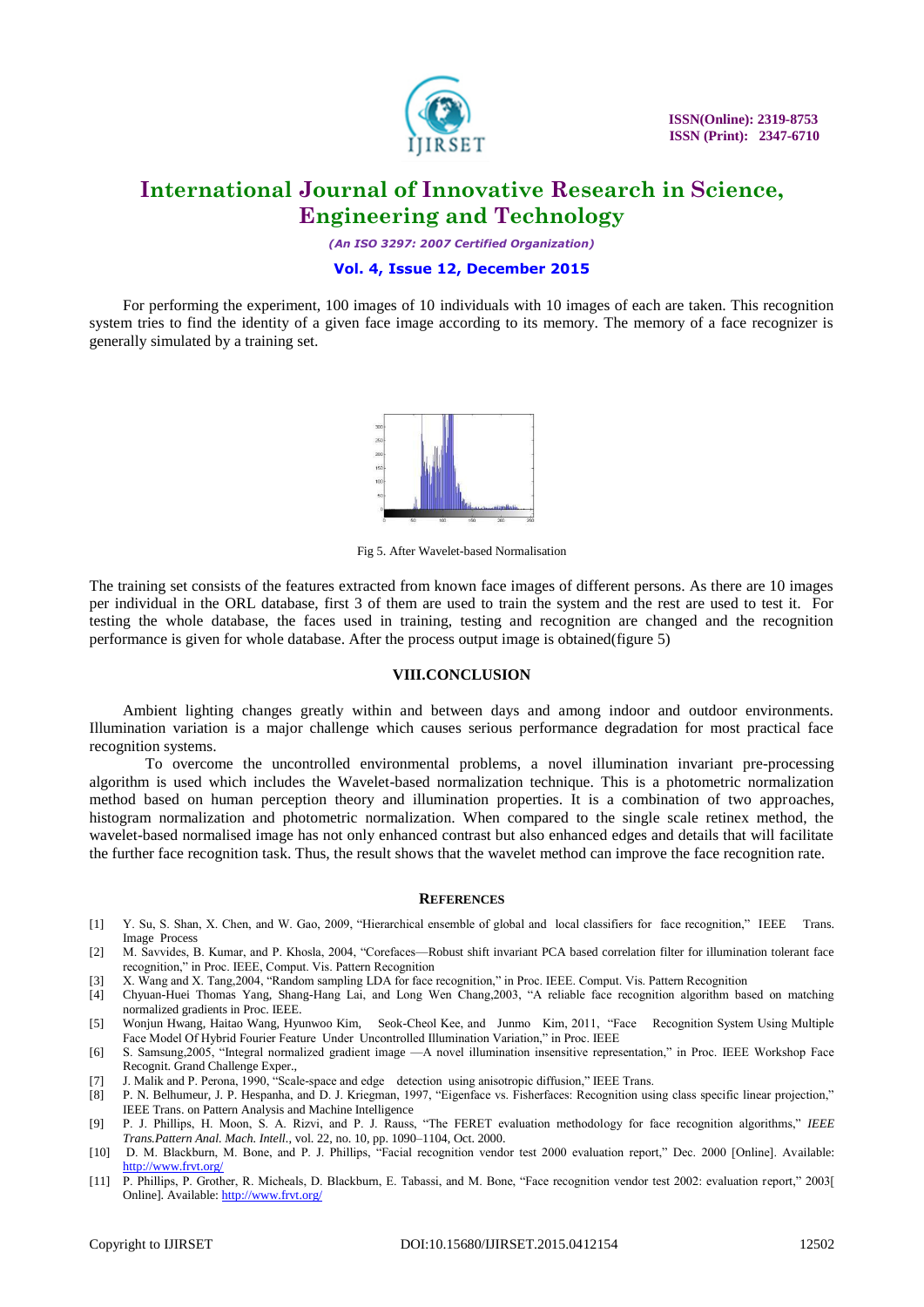For performing the experiment, 100 images of 10 individuals with 10 images of each are taken. This recognition system tries to find the identity of a given face image according to its memory. The memory of a face recognizer is generally simulated by a training set.

Fig 5. After Wavelet-based Normalisation

The training set consists of the features extracted from known face images of different persons. As there are 10 images per individual in the ORL database, first 3 of them are used to train the system and the rest are used to test it. For testing the whole database, the faces used in training, testing and recognition are changed and the recognition performance is given for whole database. After the process output image is obtained(figure 5)

## VIII.CONCLUSION

Ambient lighting changes greatly within and between days and among indoor and outdoor environments. Illumination variation is a major challenge which causes serious performance degradation for most practical face recognition systems.

To overcome the uncontrolled environmental problems, a novel illumination invariant pre-processing algorithm is used which includes the Wavelet-based normalization technique. This is a photometric normalization method based on human perception theory and illumination properties. It is a combination of two approaches, histogram normalization and photometric normalization. When compared to the single scale retinex method, the wavelet-based normalised image has not only enhanced contrast but also enhanced edges and details that will facilitate the further face recognition task. Thus, the result shows that the wavelet method can improve the face recognition rate.

## REFERENCES

[1] Y. Su, S. Shan, X. Chen, and W. Gao, 2009, "Hierarchical ensemble of global and local classifiers for face recognition," IEEE Trans. Image Process

[2] M. Savvides, B. Kumar, and P. Khosla, 2004, "Corefaces—Robust shift invariant PCA based correlation filter for illumination tolerant face recognition," in Proc. IEEE, Comput. Vis. Pattern Recognition

[3] X. Wang and X. Tang,2004, "Random sampling LDA for face recognition," in Proc. IEEE. Comput. Vis. Pattern Recognition

[4] Chyuan-Huei Thomas Yang, Shang-Hang Lai, and Long Wen Chang,2003, "A reliable face recognition algorithm based on matching normalized gradients in Proc. IEEE.

[5] Wonjun Hwang, Haitao Wang, Hyunwoo Kim, Seok-Cheol Kee, and Junmo Kim, 2011, "Face Recognition System Using Multiple Face Model Of Hybrid Fourier Feature Under Uncontrolled Illumination Variation," in Proc. IEEE

[6] S. Samsung,2005, "Integral normalized gradient image —A novel illumination insensitive representation," in Proc. IEEE Workshop Face Recognit. Grand Challenge Exper.,

[7] J. Malik and P. Perona, 1990, "Scale-space and edge detection using anisotropic diffusion," IEEE Trans.

[8] P. N. Belhumeur, J. P. Hespanha, and D. J. Kriegman, 1997, "Eigenface vs. Fisherfaces: Recognition using class specific linear projection," IEEE Trans. on Pattern Analysis and Machine Intelligence

[9] P. J. Phillips, H. Moon, S. A. Rizvi, and P. J. Rauss, "The FERET evaluation methodology for face recognition algorithms," *IEEE Trans.Pattern Anal. Mach. Intell.*, vol. 22, no. 10, pp. 1090–1104, Oct. 2000.

[10] D. M. Blackburn, M. Bone, and P. J. Phillips, "Facial recognition vendor test 2000 evaluation report," Dec. 2000 [Online]. Available: http://www.frvt.org/

[11] P. Phillips, P. Grother, R. Micheals, D. Blackburn, E. Tabassi, and M. Bone, "Face recognition vendor test 2002: evaluation report," 2003[ Online]. Available: http://www.frvt.org/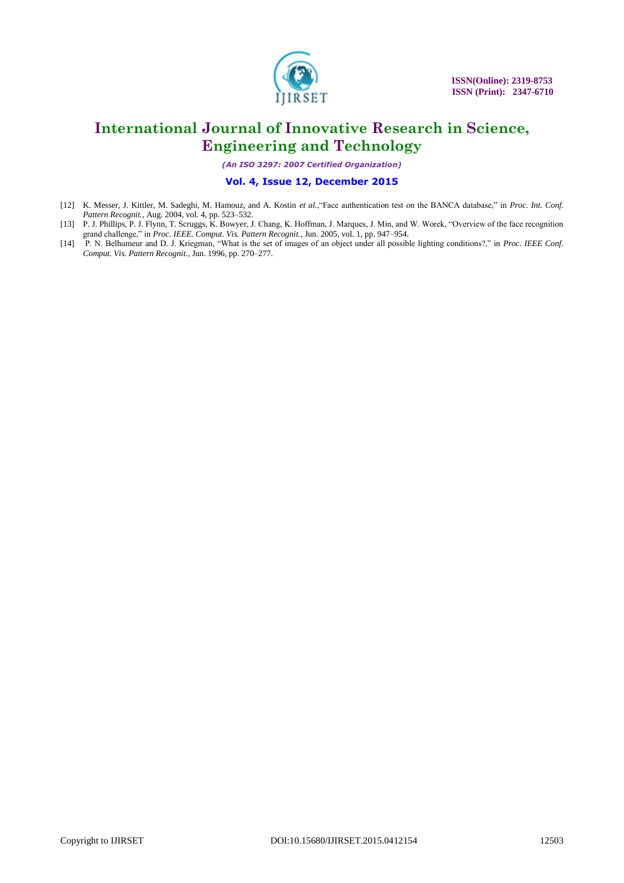[12] K. Messer, J. Kittler, M. Sadeghi, M. Hamouz, and A. Kostin *et al.*,"Face authentication test on the BANCA database," in *Proc. Int. Conf. Pattern Recognit.*, Aug. 2004, vol. 4, pp. 523–532.

[13] P. J. Phillips, P. J. Flynn, T. Scruggs, K. Bowyer, J. Chang, K. Hoffman, J. Marques, J. Min, and W. Worek, "Overview of the face recognition grand challenge," in *Proc. IEEE. Comput. Vis. Pattern Recognit.*, Jun. 2005, vol. 1, pp. 947–954.

[14] P. N. Belhumeur and D. J. Kriegman, "What is the set of images of an object under all possible lighting conditions?," in *Proc. IEEE Conf. Comput. Vis. Pattern Recognit.*, Jun. 1996, pp. 270–277.